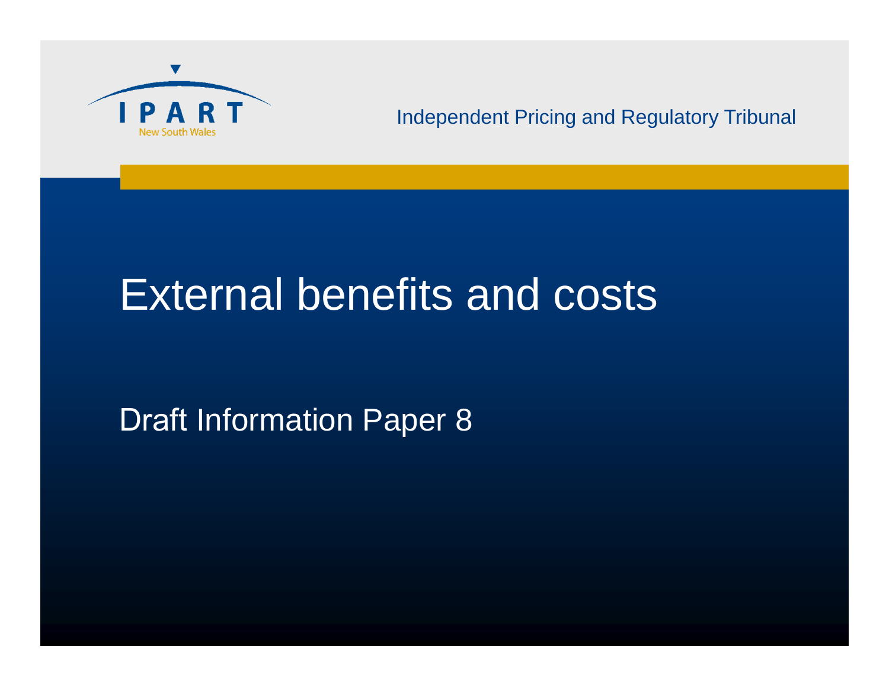IPART

New South Wales

Independent Pricing and Regulatory Tribunal

# External benefits and costs

## Draft Information Paper 8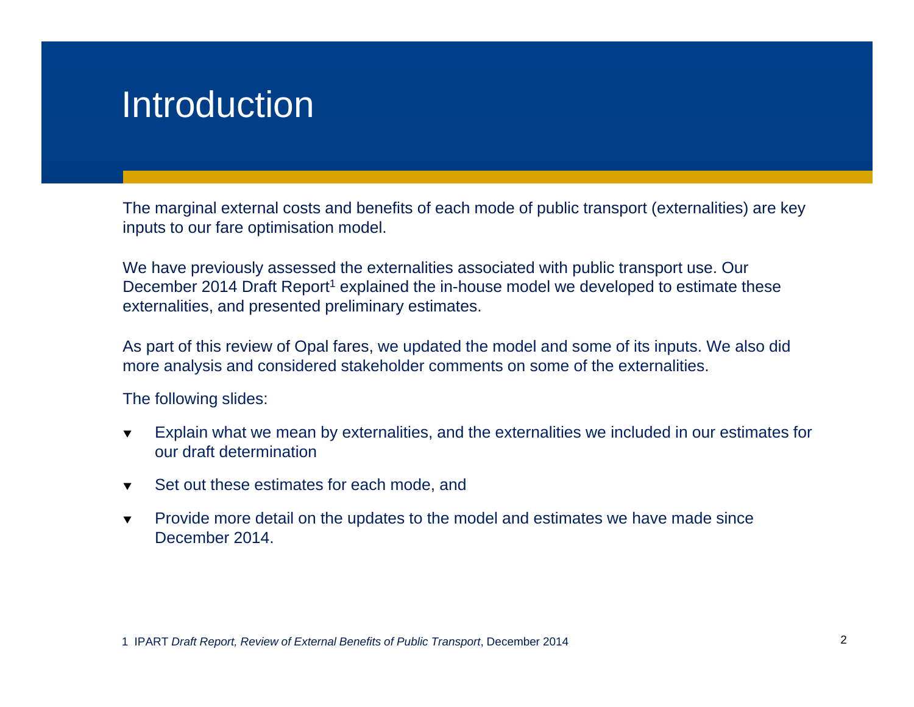# Introduction

The marginal external costs and benefits of each mode of public transport (externalities) are key inputs to our fare optimisation model.

We have previously assessed the externalities associated with public transport use. Our December 2014 Draft Report[1] explained the in-house model we developed to estimate these externalities, and presented preliminary estimates.

As part of this review of Opal fares, we updated the model and some of its inputs. We also did more analysis and considered stakeholder comments on some of the externalities.

The following slides:

- Explain what we mean by externalities, and the externalities we included in our estimates for our draft determination
- Set out these estimates for each mode, and
- Provide more detail on the updates to the model and estimates we have made since December 2014.

1 IPART *Draft Report, Review of External Benefits of Public Transport*, December 2014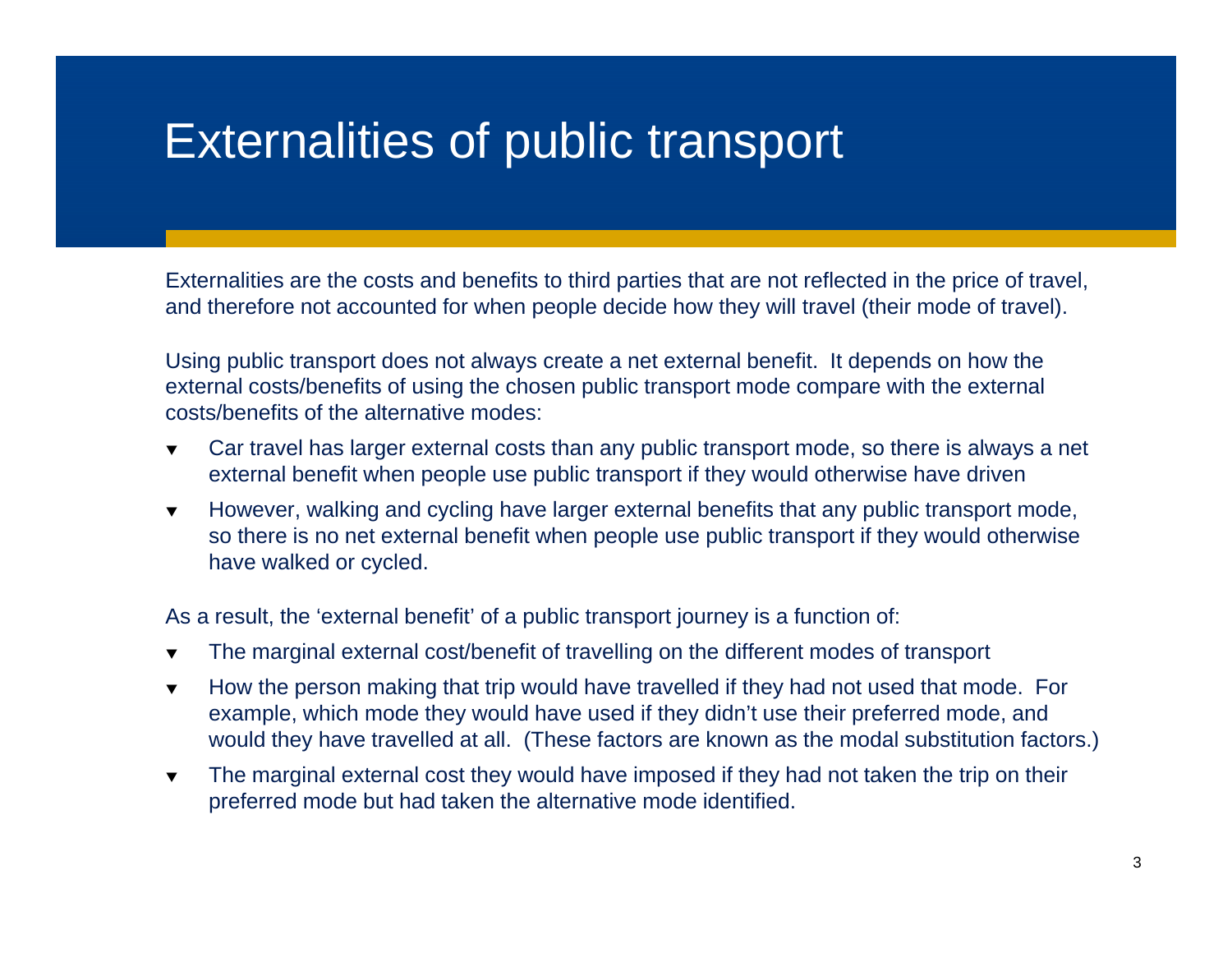# Externalities of public transport

Externalities are the costs and benefits to third parties that are not reflected in the price of travel, and therefore not accounted for when people decide how they will travel (their mode of travel).

Using public transport does not always create a net external benefit.  It depends on how the external costs/benefits of using the chosen public transport mode compare with the external costs/benefits of the alternative modes:

- Car travel has larger external costs than any public transport mode, so there is always a net external benefit when people use public transport if they would otherwise have driven
- However, walking and cycling have larger external benefits that any public transport mode, so there is no net external benefit when people use public transport if they would otherwise have walked or cycled.

As a result, the 'external benefit' of a public transport journey is a function of:

- The marginal external cost/benefit of travelling on the different modes of transport
- How the person making that trip would have travelled if they had not used that mode.  For example, which mode they would have used if they didn't use their preferred mode, and would they have travelled at all.  (These factors are known as the modal substitution factors.)
- The marginal external cost they would have imposed if they had not taken the trip on their preferred mode but had taken the alternative mode identified.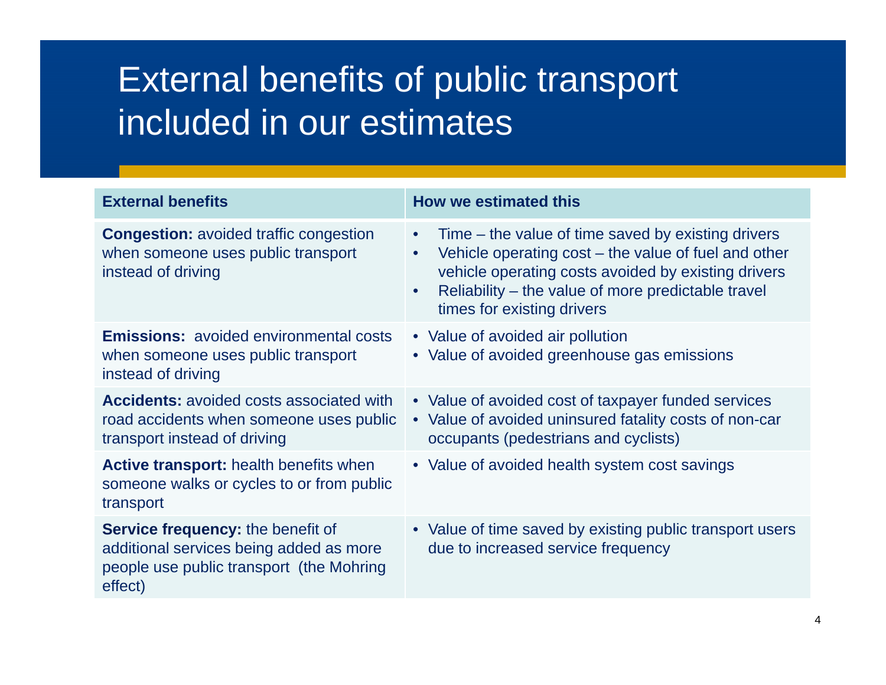# External benefits of public transport included in our estimates

| External benefits | How we estimated this |
|---|---|
| **Congestion:** avoided traffic congestion when someone uses public transport instead of driving | • Time – the value of time saved by existing drivers<br>• Vehicle operating cost – the value of fuel and other vehicle operating costs avoided by existing drivers<br>• Reliability – the value of more predictable travel times for existing drivers |
| **Emissions:** avoided environmental costs when someone uses public transport instead of driving | • Value of avoided air pollution<br>• Value of avoided greenhouse gas emissions |
| **Accidents:** avoided costs associated with road accidents when someone uses public transport instead of driving | • Value of avoided cost of taxpayer funded services<br>• Value of avoided uninsured fatality costs of non-car occupants (pedestrians and cyclists) |
| **Active transport:** health benefits when someone walks or cycles to or from public transport | • Value of avoided health system cost savings |
| **Service frequency:** the benefit of additional services being added as more people use public transport (the Mohring effect) | • Value of time saved by existing public transport users due to increased service frequency |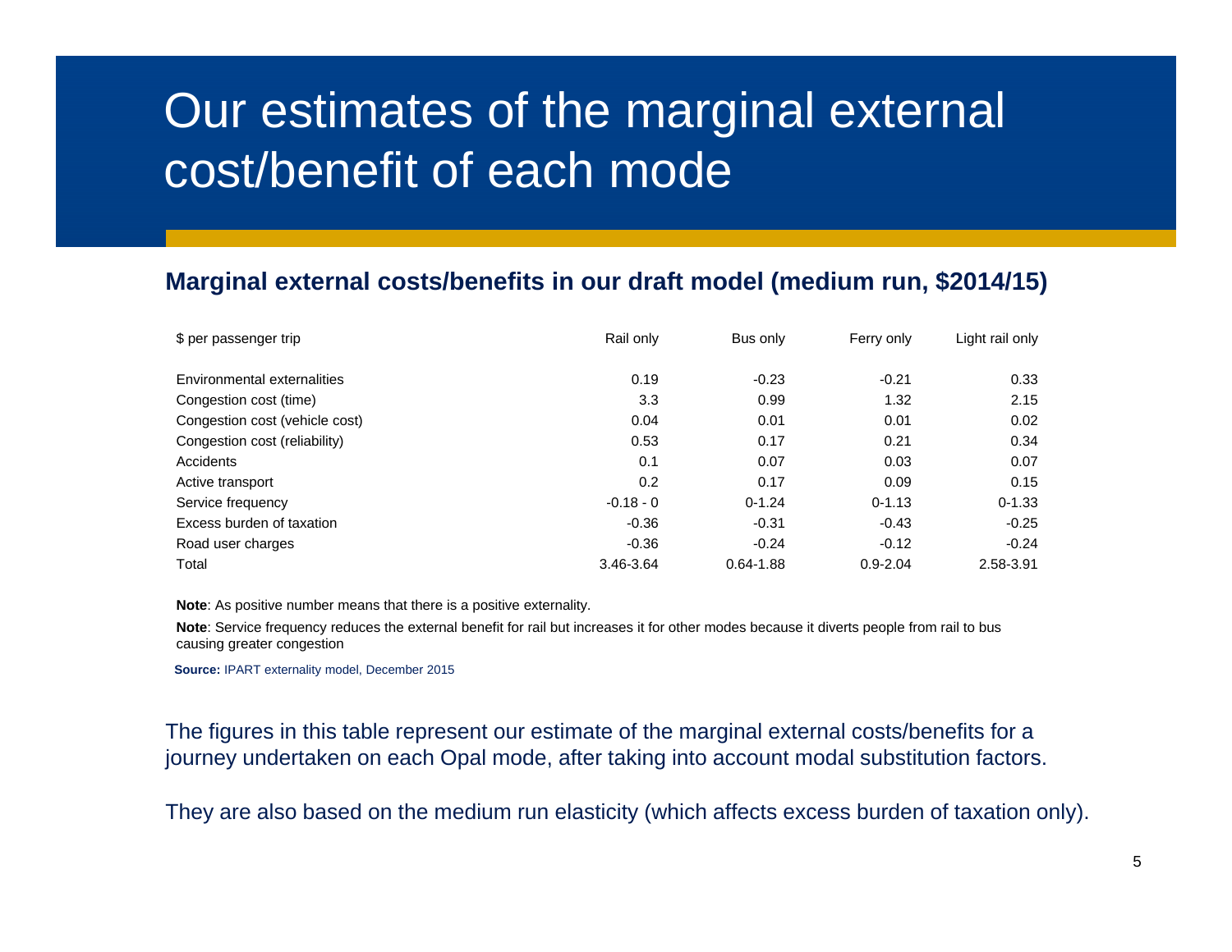# Our estimates of the marginal external cost/benefit of each mode

**Marginal external costs/benefits in our draft model (medium run, $2014/15)**

| $ per passenger trip | Rail only | Bus only | Ferry only | Light rail only |
|---|---|---|---|---|
| Environmental externalities | 0.19 | -0.23 | -0.21 | 0.33 |
| Congestion cost (time) | 3.3 | 0.99 | 1.32 | 2.15 |
| Congestion cost (vehicle cost) | 0.04 | 0.01 | 0.01 | 0.02 |
| Congestion cost (reliability) | 0.53 | 0.17 | 0.21 | 0.34 |
| Accidents | 0.1 | 0.07 | 0.03 | 0.07 |
| Active transport | 0.2 | 0.17 | 0.09 | 0.15 |
| Service frequency | -0.18 - 0 | 0-1.24 | 0-1.13 | 0-1.33 |
| Excess burden of taxation | -0.36 | -0.31 | -0.43 | -0.25 |
| Road user charges | -0.36 | -0.24 | -0.12 | -0.24 |
| Total | 3.46-3.64 | 0.64-1.88 | 0.9-2.04 | 2.58-3.91 |

**Note**: As positive number means that there is a positive externality.

**Note**: Service frequency reduces the external benefit for rail but increases it for other modes because it diverts people from rail to bus causing greater congestion

**Source:** IPART externality model, December 2015

The figures in this table represent our estimate of the marginal external costs/benefits for a journey undertaken on each Opal mode, after taking into account modal substitution factors.

They are also based on the medium run elasticity (which affects excess burden of taxation only).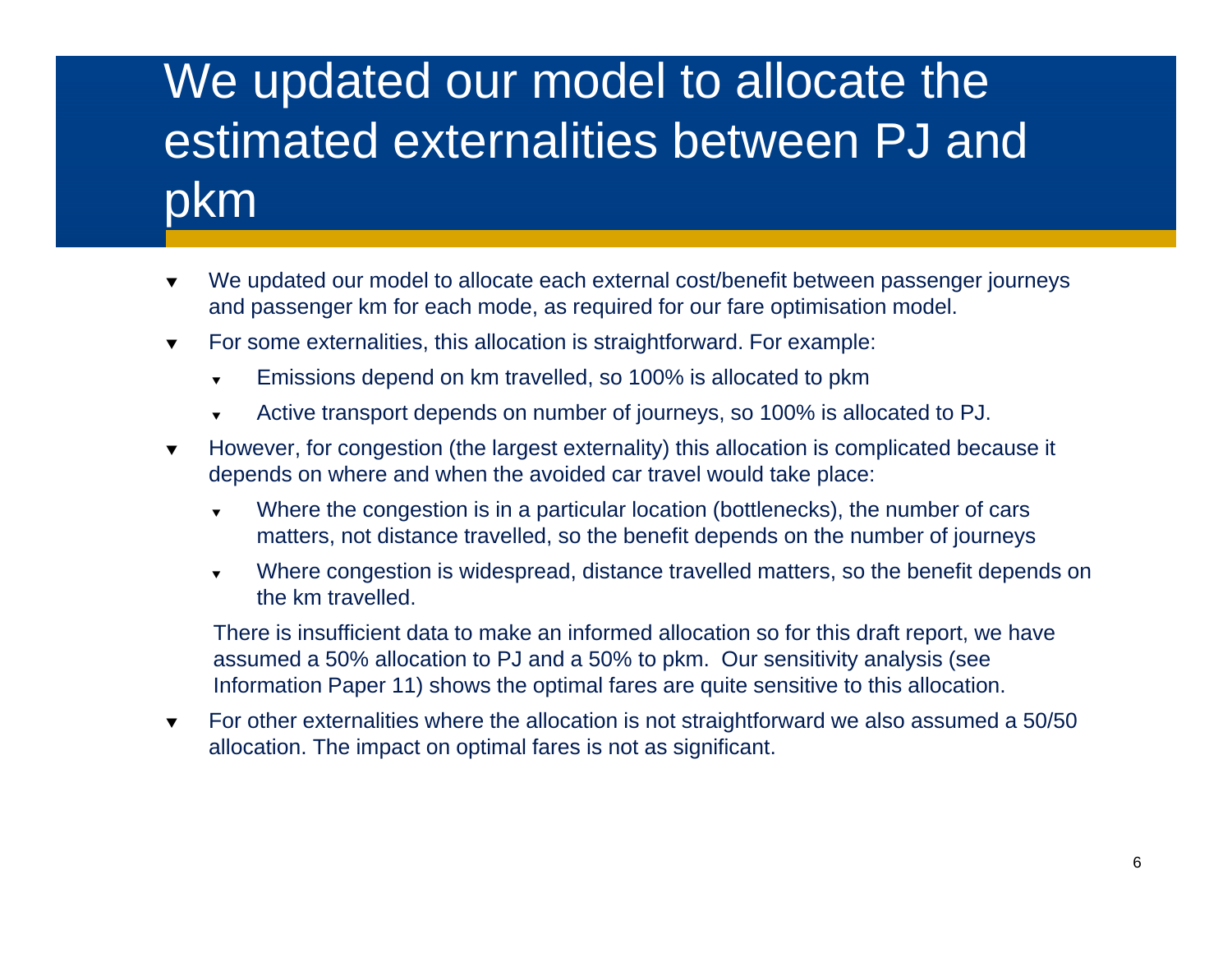# We updated our model to allocate the estimated externalities between PJ and pkm

- We updated our model to allocate each external cost/benefit between passenger journeys and passenger km for each mode, as required for our fare optimisation model.
- For some externalities, this allocation is straightforward. For example:
  - Emissions depend on km travelled, so 100% is allocated to pkm
  - Active transport depends on number of journeys, so 100% is allocated to PJ.
- However, for congestion (the largest externality) this allocation is complicated because it depends on where and when the avoided car travel would take place:
  - Where the congestion is in a particular location (bottlenecks), the number of cars matters, not distance travelled, so the benefit depends on the number of journeys
  - Where congestion is widespread, distance travelled matters, so the benefit depends on the km travelled.

  There is insufficient data to make an informed allocation so for this draft report, we have assumed a 50% allocation to PJ and a 50% to pkm. Our sensitivity analysis (see Information Paper 11) shows the optimal fares are quite sensitive to this allocation.
- For other externalities where the allocation is not straightforward we also assumed a 50/50 allocation. The impact on optimal fares is not as significant.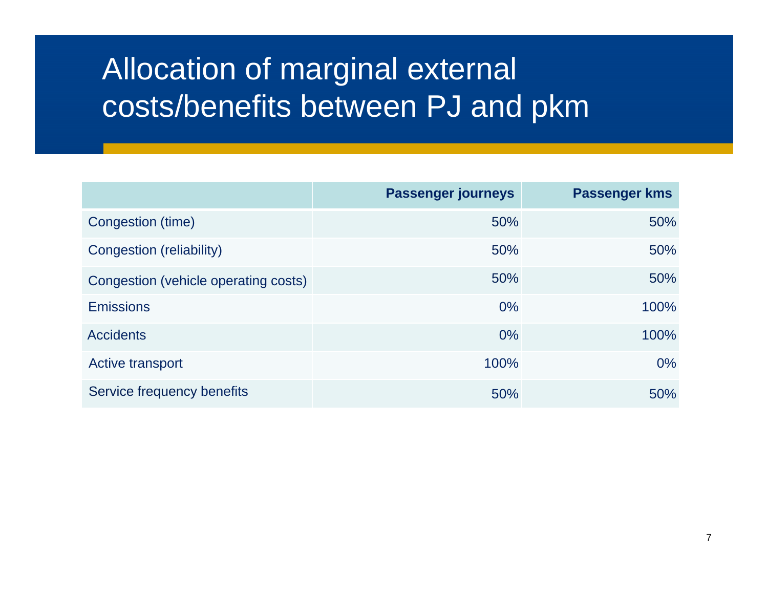# Allocation of marginal external costs/benefits between PJ and pkm

| | **Passenger journeys** | **Passenger kms** |
|---|---:|---:|
| Congestion (time) | 50% | 50% |
| Congestion (reliability) | 50% | 50% |
| Congestion (vehicle operating costs) | 50% | 50% |
| Emissions | 0% | 100% |
| Accidents | 0% | 100% |
| Active transport | 100% | 0% |
| Service frequency benefits | 50% | 50% |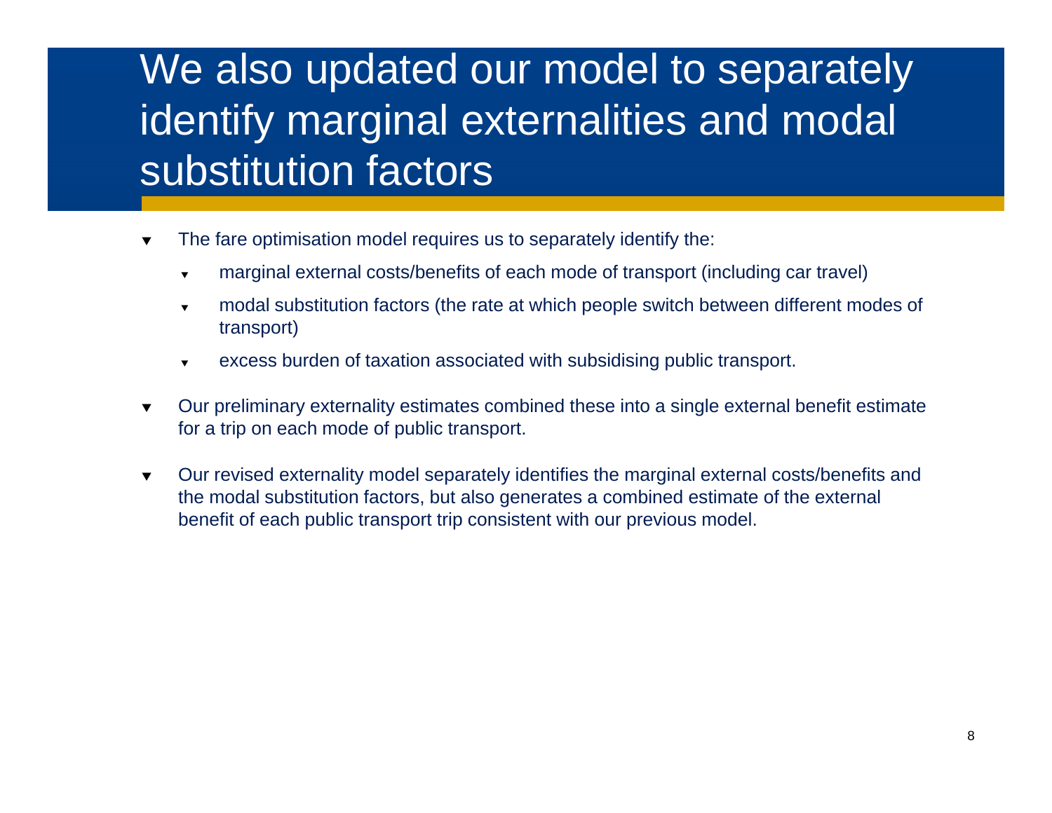# We also updated our model to separately identify marginal externalities and modal substitution factors

- The fare optimisation model requires us to separately identify the:
  - marginal external costs/benefits of each mode of transport (including car travel)
  - modal substitution factors (the rate at which people switch between different modes of transport)
  - excess burden of taxation associated with subsidising public transport.
- Our preliminary externality estimates combined these into a single external benefit estimate for a trip on each mode of public transport.
- Our revised externality model separately identifies the marginal external costs/benefits and the modal substitution factors, but also generates a combined estimate of the external benefit of each public transport trip consistent with our previous model.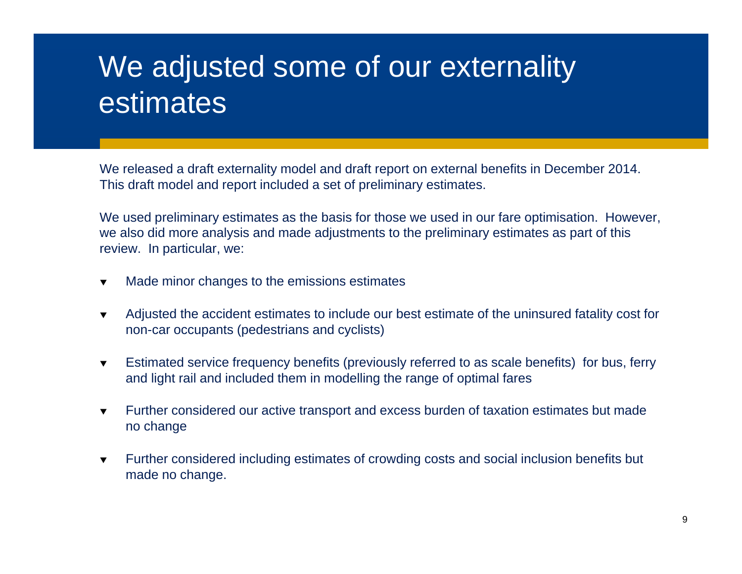# We adjusted some of our externality estimates

We released a draft externality model and draft report on external benefits in December 2014. This draft model and report included a set of preliminary estimates.

We used preliminary estimates as the basis for those we used in our fare optimisation. However, we also did more analysis and made adjustments to the preliminary estimates as part of this review. In particular, we:

- Made minor changes to the emissions estimates
- Adjusted the accident estimates to include our best estimate of the uninsured fatality cost for non-car occupants (pedestrians and cyclists)
- Estimated service frequency benefits (previously referred to as scale benefits) for bus, ferry and light rail and included them in modelling the range of optimal fares
- Further considered our active transport and excess burden of taxation estimates but made no change
- Further considered including estimates of crowding costs and social inclusion benefits but made no change.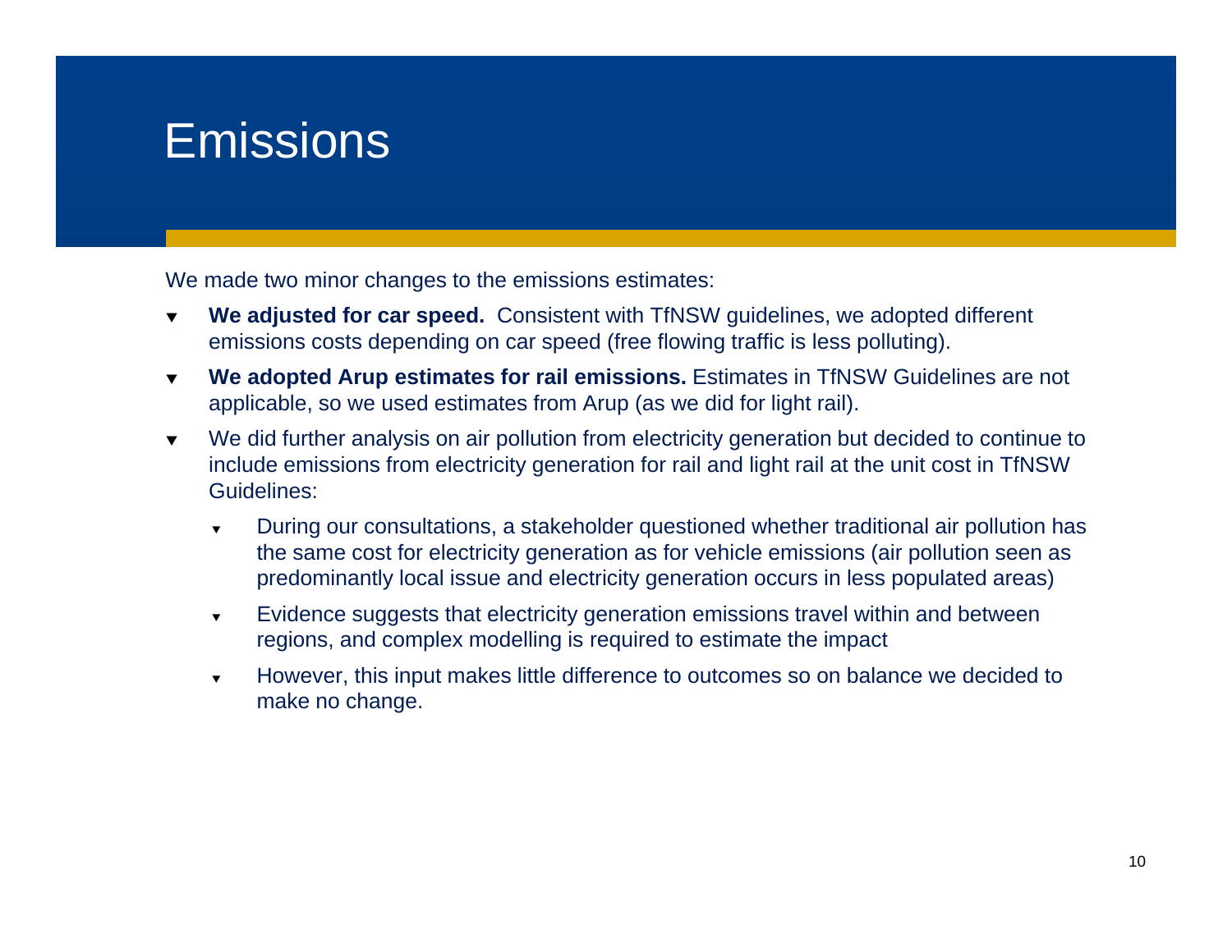# Emissions

We made two minor changes to the emissions estimates:

- **We adjusted for car speed.** Consistent with TfNSW guidelines, we adopted different emissions costs depending on car speed (free flowing traffic is less polluting).
- **We adopted Arup estimates for rail emissions.** Estimates in TfNSW Guidelines are not applicable, so we used estimates from Arup (as we did for light rail).
- We did further analysis on air pollution from electricity generation but decided to continue to include emissions from electricity generation for rail and light rail at the unit cost in TfNSW Guidelines:
  - During our consultations, a stakeholder questioned whether traditional air pollution has the same cost for electricity generation as for vehicle emissions (air pollution seen as predominantly local issue and electricity generation occurs in less populated areas)
  - Evidence suggests that electricity generation emissions travel within and between regions, and complex modelling is required to estimate the impact
  - However, this input makes little difference to outcomes so on balance we decided to make no change.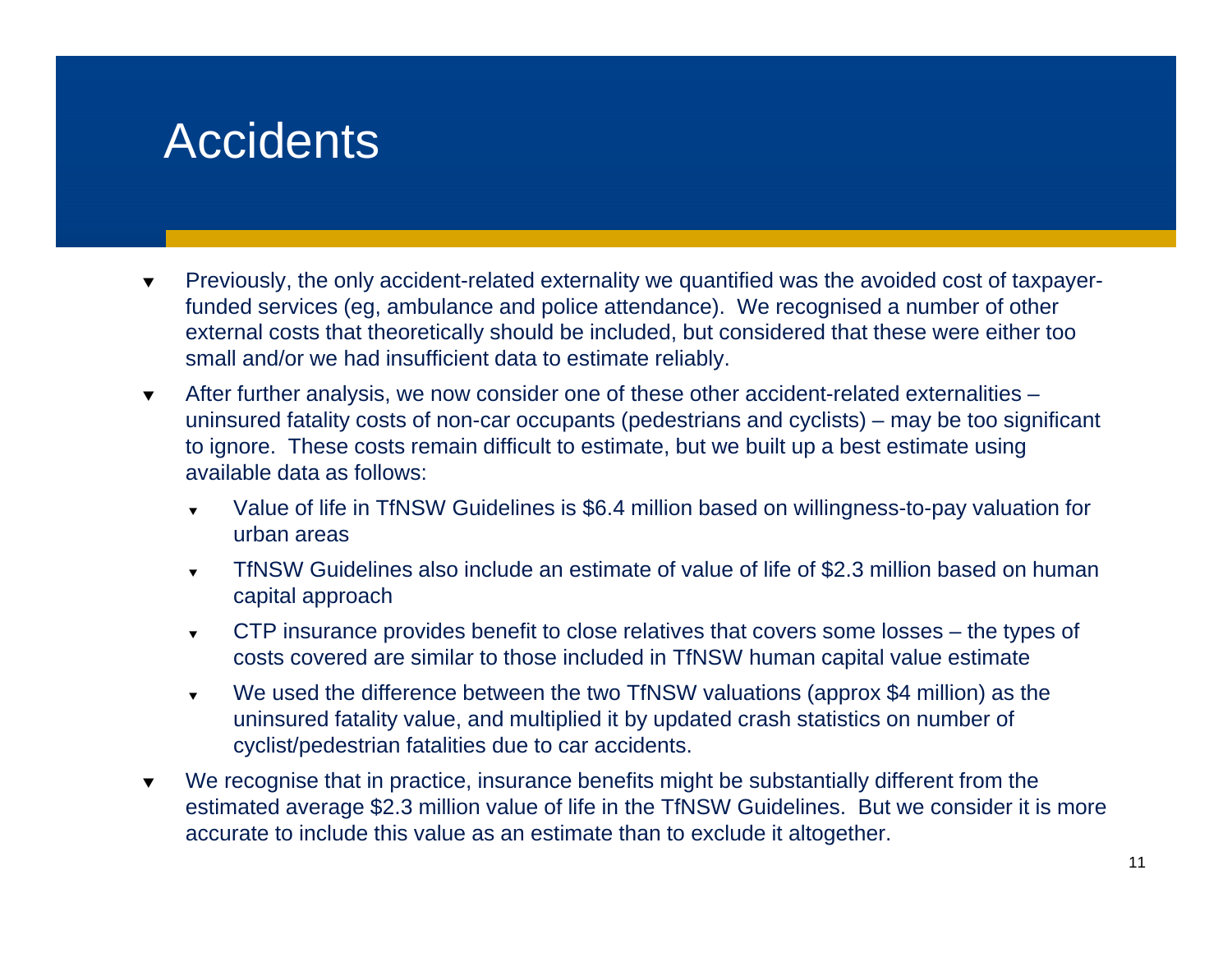# Accidents

- Previously, the only accident-related externality we quantified was the avoided cost of taxpayer-funded services (eg, ambulance and police attendance). We recognised a number of other external costs that theoretically should be included, but considered that these were either too small and/or we had insufficient data to estimate reliably.
- After further analysis, we now consider one of these other accident-related externalities – uninsured fatality costs of non-car occupants (pedestrians and cyclists) – may be too significant to ignore. These costs remain difficult to estimate, but we built up a best estimate using available data as follows:
  - Value of life in TfNSW Guidelines is $6.4 million based on willingness-to-pay valuation for urban areas
  - TfNSW Guidelines also include an estimate of value of life of $2.3 million based on human capital approach
  - CTP insurance provides benefit to close relatives that covers some losses – the types of costs covered are similar to those included in TfNSW human capital value estimate
  - We used the difference between the two TfNSW valuations (approx $4 million) as the uninsured fatality value, and multiplied it by updated crash statistics on number of cyclist/pedestrian fatalities due to car accidents.
- We recognise that in practice, insurance benefits might be substantially different from the estimated average $2.3 million value of life in the TfNSW Guidelines. But we consider it is more accurate to include this value as an estimate than to exclude it altogether.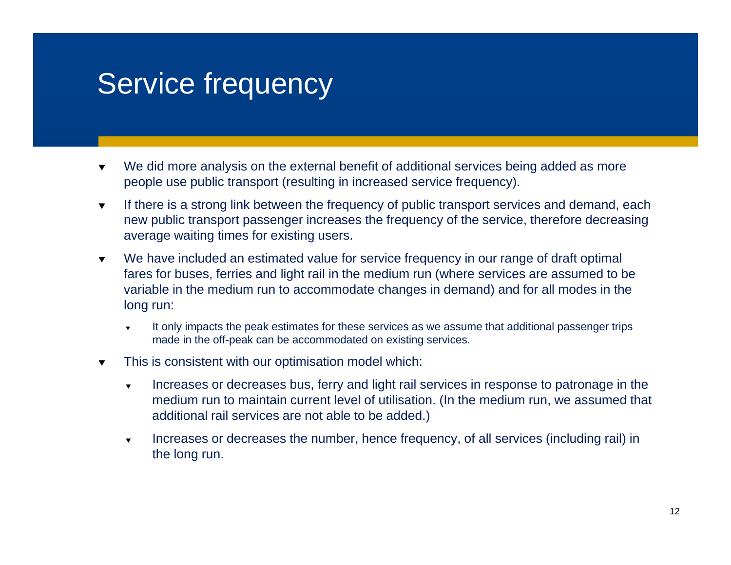# Service frequency

- We did more analysis on the external benefit of additional services being added as more people use public transport (resulting in increased service frequency).
- If there is a strong link between the frequency of public transport services and demand, each new public transport passenger increases the frequency of the service, therefore decreasing average waiting times for existing users.
- We have included an estimated value for service frequency in our range of draft optimal fares for buses, ferries and light rail in the medium run (where services are assumed to be variable in the medium run to accommodate changes in demand) and for all modes in the long run:
  - It only impacts the peak estimates for these services as we assume that additional passenger trips made in the off-peak can be accommodated on existing services.
- This is consistent with our optimisation model which:
  - Increases or decreases bus, ferry and light rail services in response to patronage in the medium run to maintain current level of utilisation. (In the medium run, we assumed that additional rail services are not able to be added.)
  - Increases or decreases the number, hence frequency, of all services (including rail) in the long run.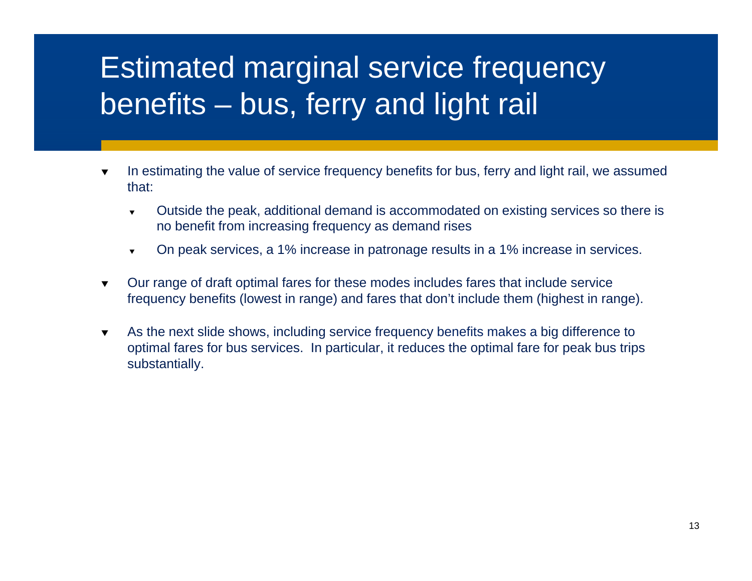# Estimated marginal service frequency benefits – bus, ferry and light rail

- In estimating the value of service frequency benefits for bus, ferry and light rail, we assumed that:
  - Outside the peak, additional demand is accommodated on existing services so there is no benefit from increasing frequency as demand rises
  - On peak services, a 1% increase in patronage results in a 1% increase in services.
- Our range of draft optimal fares for these modes includes fares that include service frequency benefits (lowest in range) and fares that don't include them (highest in range).
- As the next slide shows, including service frequency benefits makes a big difference to optimal fares for bus services. In particular, it reduces the optimal fare for peak bus trips substantially.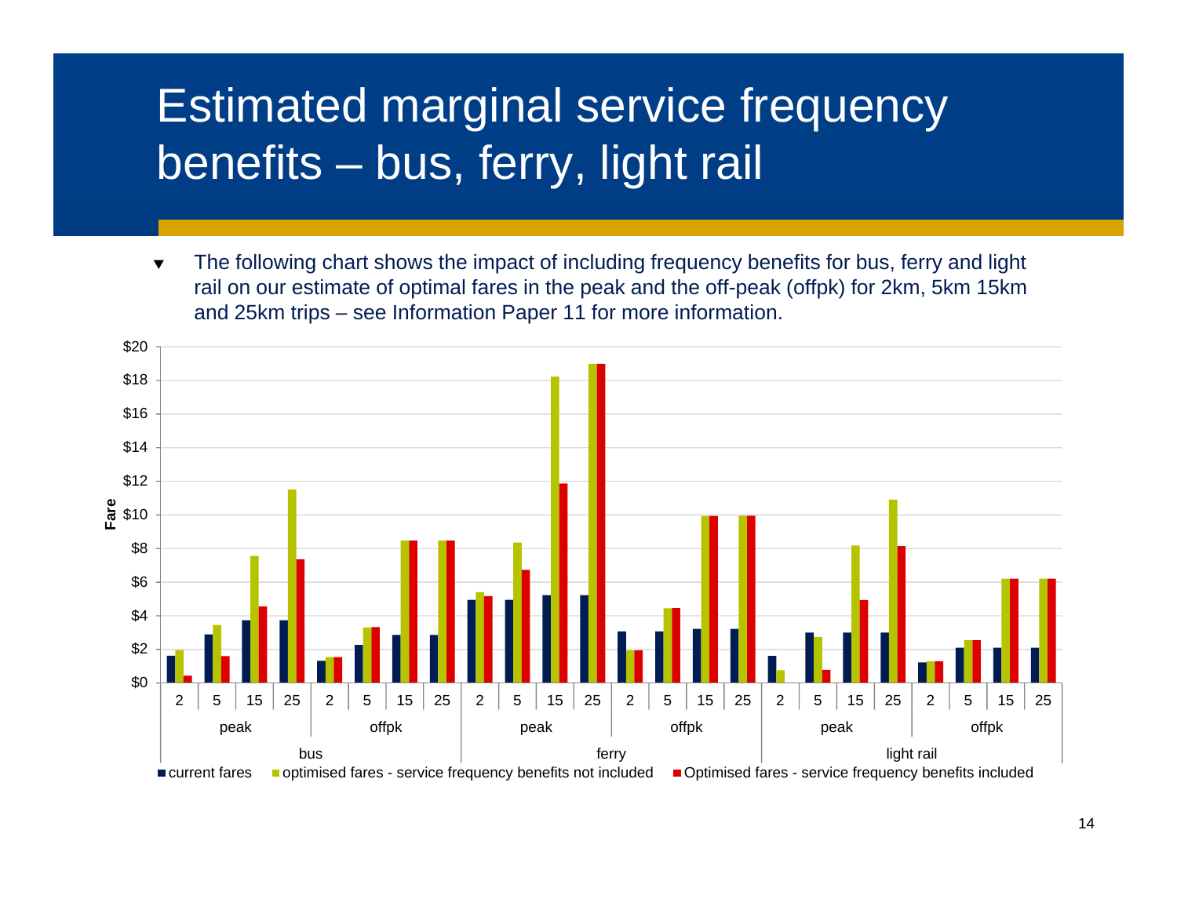# Estimated marginal service frequency benefits – bus, ferry, light rail

- The following chart shows the impact of including frequency benefits for bus, ferry and light rail on our estimate of optimal fares in the peak and the off-peak (offpk) for 2km, 5km 15km and 25km trips – see Information Paper 11 for more information.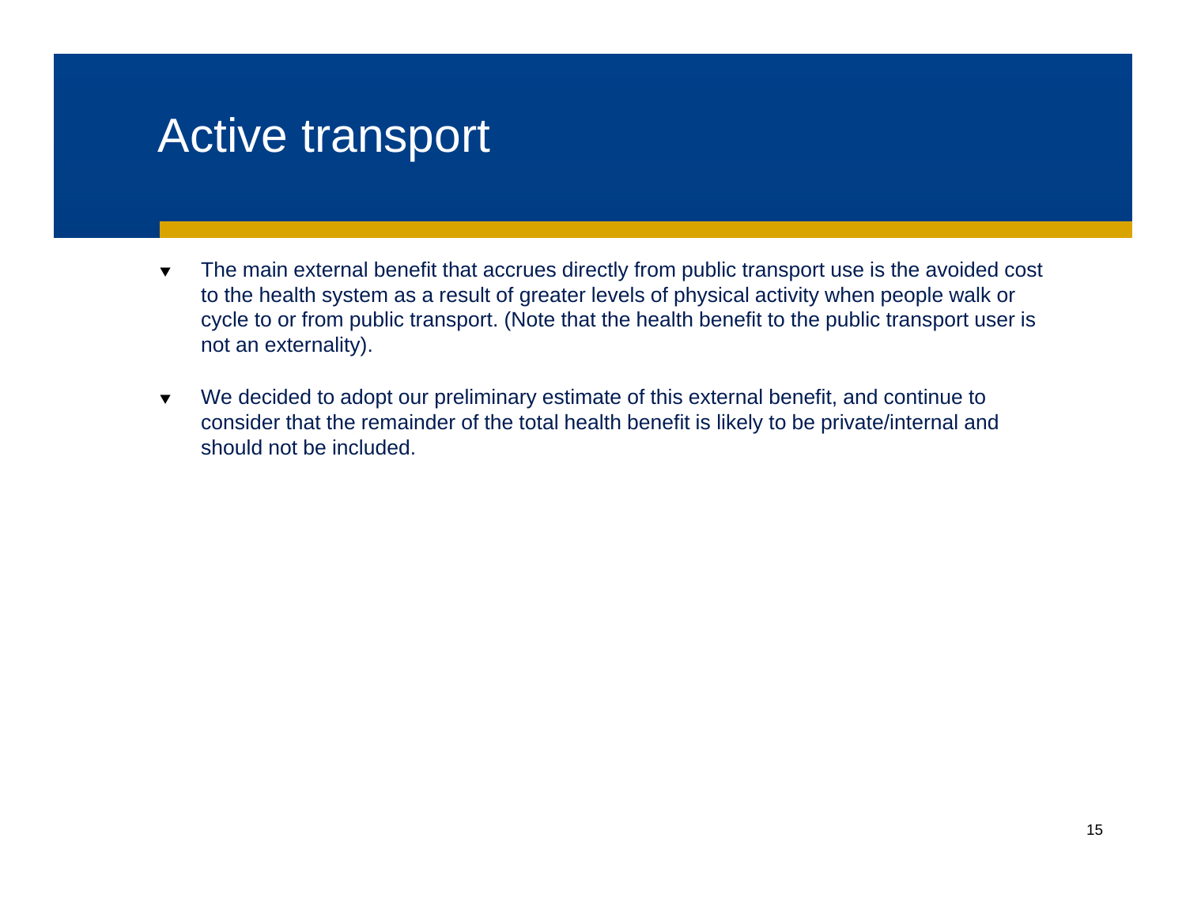# Active transport

- The main external benefit that accrues directly from public transport use is the avoided cost to the health system as a result of greater levels of physical activity when people walk or cycle to or from public transport. (Note that the health benefit to the public transport user is not an externality).
- We decided to adopt our preliminary estimate of this external benefit, and continue to consider that the remainder of the total health benefit is likely to be private/internal and should not be included.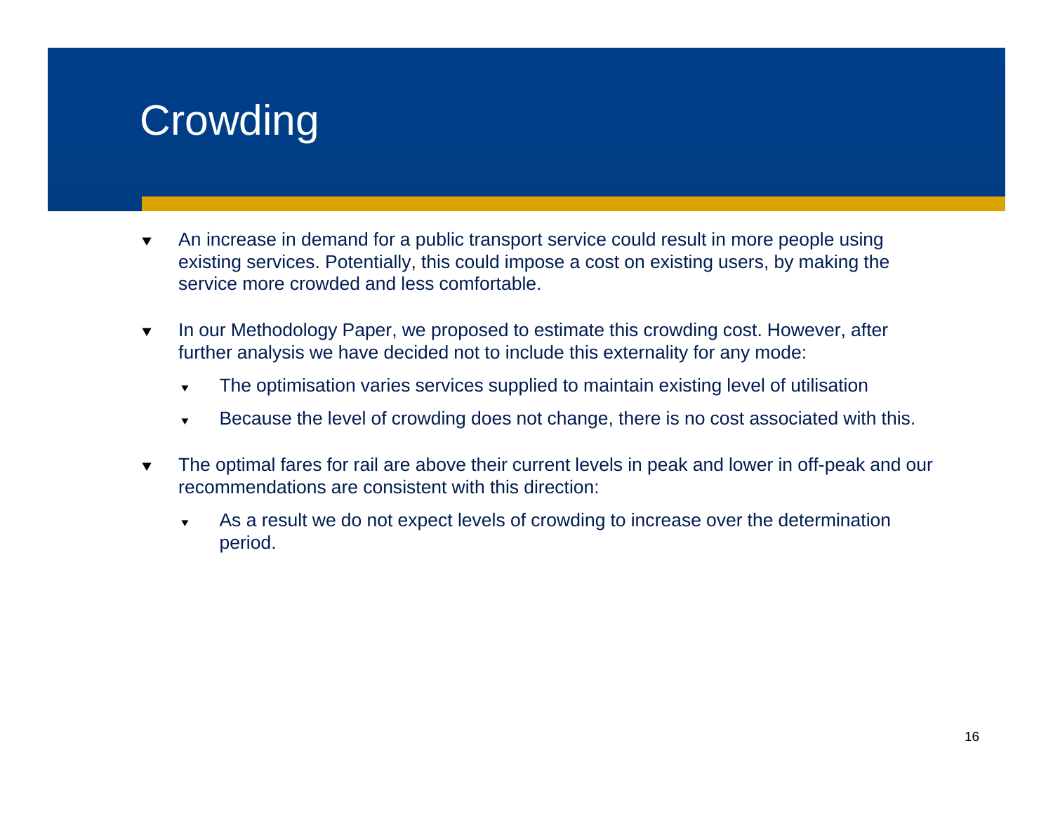# Crowding

- An increase in demand for a public transport service could result in more people using existing services. Potentially, this could impose a cost on existing users, by making the service more crowded and less comfortable.
- In our Methodology Paper, we proposed to estimate this crowding cost. However, after further analysis we have decided not to include this externality for any mode:
  - The optimisation varies services supplied to maintain existing level of utilisation
  - Because the level of crowding does not change, there is no cost associated with this.
- The optimal fares for rail are above their current levels in peak and lower in off-peak and our recommendations are consistent with this direction:
  - As a result we do not expect levels of crowding to increase over the determination period.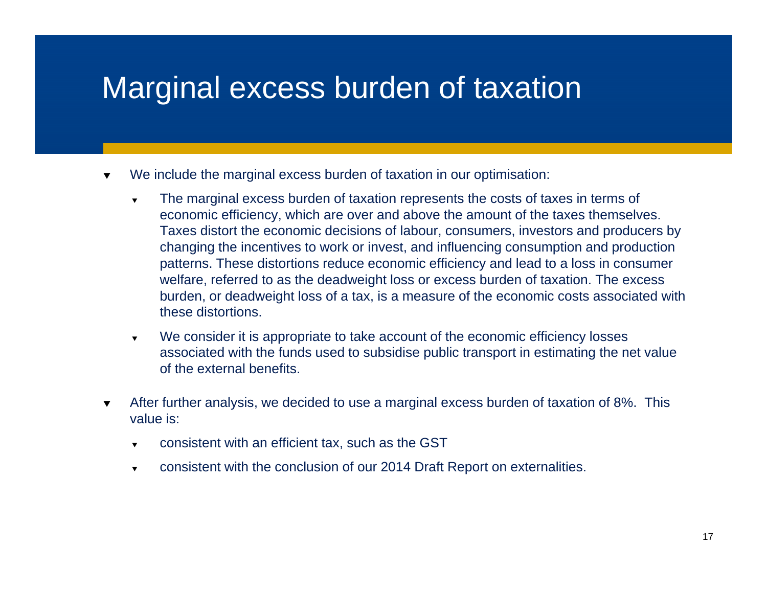# Marginal excess burden of taxation

- We include the marginal excess burden of taxation in our optimisation:
  - The marginal excess burden of taxation represents the costs of taxes in terms of economic efficiency, which are over and above the amount of the taxes themselves. Taxes distort the economic decisions of labour, consumers, investors and producers by changing the incentives to work or invest, and influencing consumption and production patterns. These distortions reduce economic efficiency and lead to a loss in consumer welfare, referred to as the deadweight loss or excess burden of taxation. The excess burden, or deadweight loss of a tax, is a measure of the economic costs associated with these distortions.
  - We consider it is appropriate to take account of the economic efficiency losses associated with the funds used to subsidise public transport in estimating the net value of the external benefits.
- After further analysis, we decided to use a marginal excess burden of taxation of 8%. This value is:
  - consistent with an efficient tax, such as the GST
  - consistent with the conclusion of our 2014 Draft Report on externalities.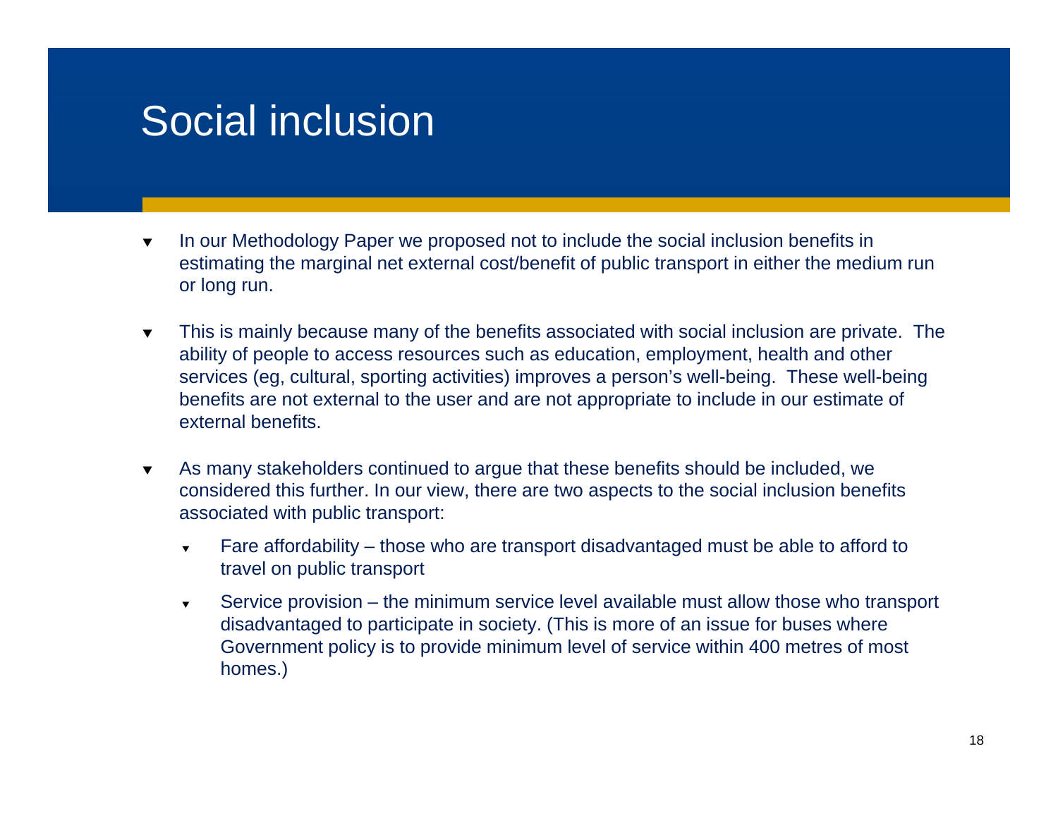# Social inclusion

- In our Methodology Paper we proposed not to include the social inclusion benefits in estimating the marginal net external cost/benefit of public transport in either the medium run or long run.
- This is mainly because many of the benefits associated with social inclusion are private. The ability of people to access resources such as education, employment, health and other services (eg, cultural, sporting activities) improves a person's well-being. These well-being benefits are not external to the user and are not appropriate to include in our estimate of external benefits.
- As many stakeholders continued to argue that these benefits should be included, we considered this further. In our view, there are two aspects to the social inclusion benefits associated with public transport:
  - Fare affordability – those who are transport disadvantaged must be able to afford to travel on public transport
  - Service provision – the minimum service level available must allow those who transport disadvantaged to participate in society. (This is more of an issue for buses where Government policy is to provide minimum level of service within 400 metres of most homes.)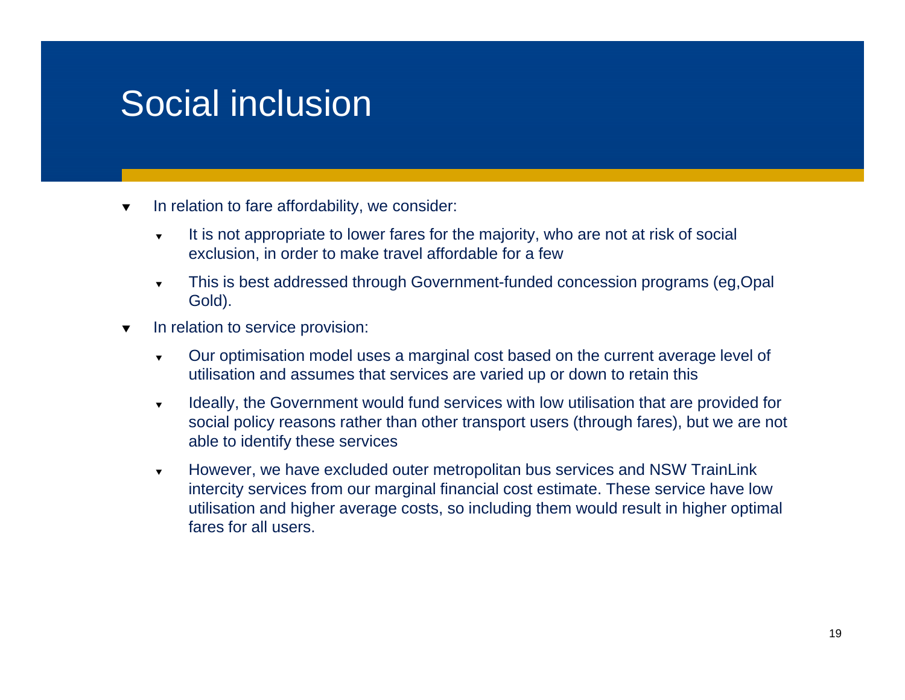# Social inclusion

- In relation to fare affordability, we consider:
  - It is not appropriate to lower fares for the majority, who are not at risk of social exclusion, in order to make travel affordable for a few
  - This is best addressed through Government-funded concession programs (eg,Opal Gold).
- In relation to service provision:
  - Our optimisation model uses a marginal cost based on the current average level of utilisation and assumes that services are varied up or down to retain this
  - Ideally, the Government would fund services with low utilisation that are provided for social policy reasons rather than other transport users (through fares), but we are not able to identify these services
  - However, we have excluded outer metropolitan bus services and NSW TrainLink intercity services from our marginal financial cost estimate. These service have low utilisation and higher average costs, so including them would result in higher optimal fares for all users.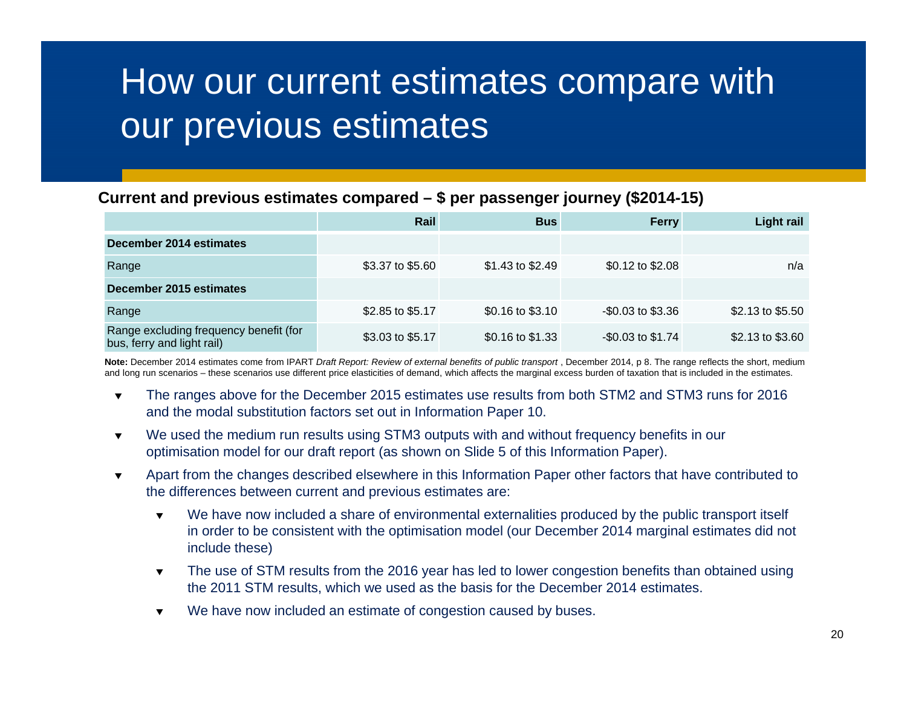# How our current estimates compare with our previous estimates

**Current and previous estimates compared – $ per passenger journey ($2014-15)**

| | Rail | Bus | Ferry | Light rail |
|---|---|---|---|---|
| **December 2014 estimates** | | | | |
| Range | $3.37 to $5.60 | $1.43 to $2.49 | $0.12 to $2.08 | n/a |
| **December 2015 estimates** | | | | |
| Range | $2.85 to $5.17 | $0.16 to $3.10 | -$0.03 to $3.36 | $2.13 to $5.50 |
| Range excluding frequency benefit (for bus, ferry and light rail) | $3.03 to $5.17 | $0.16 to $1.33 | -$0.03 to $1.74 | $2.13 to $3.60 |

**Note:** December 2014 estimates come from IPART *Draft Report: Review of external benefits of public transport* , December 2014, p 8. The range reflects the short, medium and long run scenarios – these scenarios use different price elasticities of demand, which affects the marginal excess burden of taxation that is included in the estimates.

- The ranges above for the December 2015 estimates use results from both STM2 and STM3 runs for 2016 and the modal substitution factors set out in Information Paper 10.
- We used the medium run results using STM3 outputs with and without frequency benefits in our optimisation model for our draft report (as shown on Slide 5 of this Information Paper).
- Apart from the changes described elsewhere in this Information Paper other factors that have contributed to the differences between current and previous estimates are:
  - We have now included a share of environmental externalities produced by the public transport itself in order to be consistent with the optimisation model (our December 2014 marginal estimates did not include these)
  - The use of STM results from the 2016 year has led to lower congestion benefits than obtained using the 2011 STM results, which we used as the basis for the December 2014 estimates.
  - We have now included an estimate of congestion caused by buses.